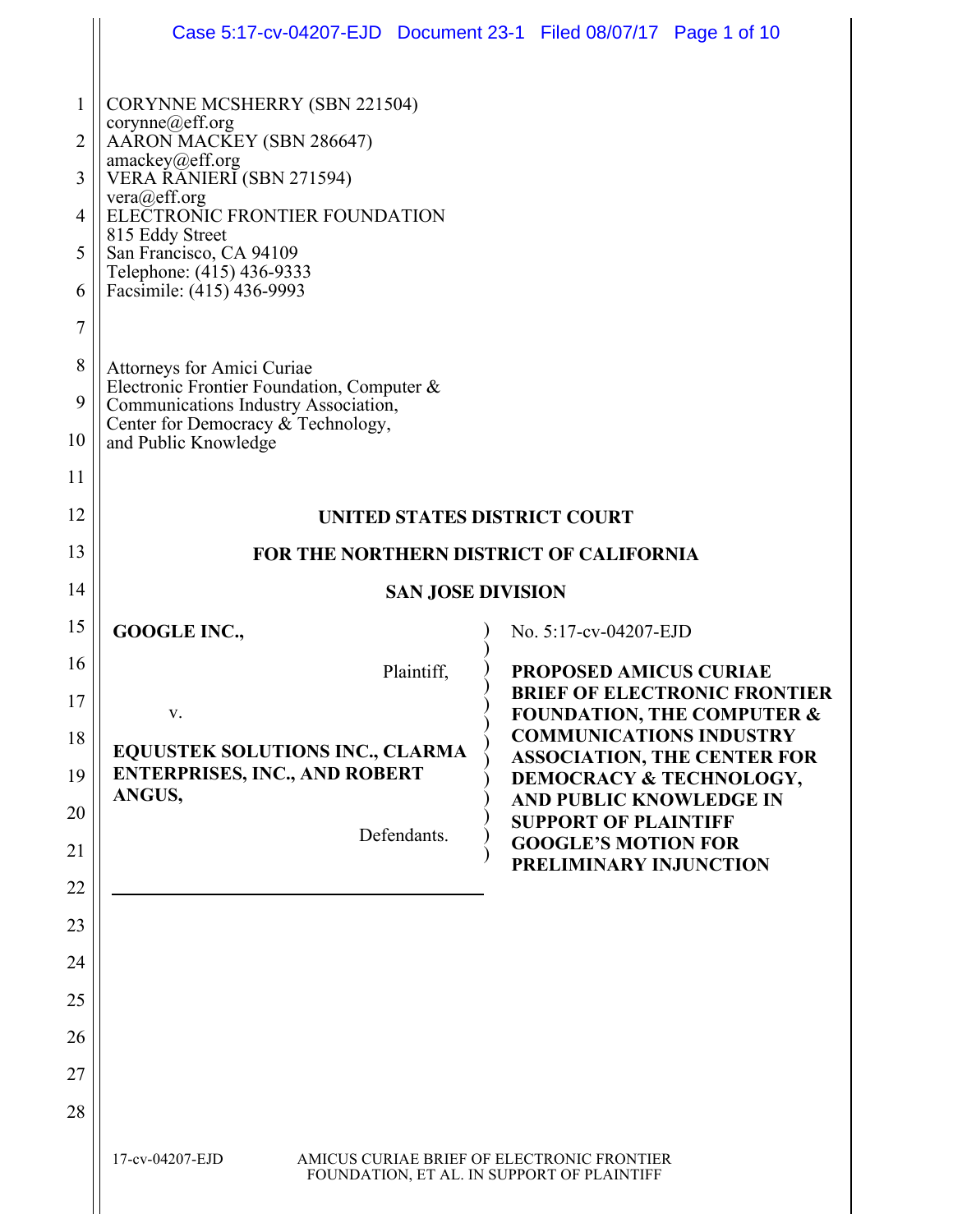CORYNNE MCSHERRY (SBN 221504)
corynne@eff.org
AARON MACKEY (SBN 286647)
amackey@eff.org
VERA RANIERI (SBN 271594)
vera@eff.org
ELECTRONIC FRONTIER FOUNDATION
815 Eddy Street
San Francisco, CA 94109
Telephone: (415) 436-9333
Facsimile: (415) 436-9993

Attorneys for Amici Curiae
Electronic Frontier Foundation, Computer & Communications Industry Association, Center for Democracy & Technology, and Public Knowledge

**UNITED STATES DISTRICT COURT**

**FOR THE NORTHERN DISTRICT OF CALIFORNIA**

**SAN JOSE DIVISION**

**GOOGLE INC.,**

Plaintiff,

v.

**EQUUSTEK SOLUTIONS INC., CLARMA ENTERPRISES, INC., AND ROBERT ANGUS,**

Defendants.

No. 5:17-cv-04207-EJD

**PROPOSED AMICUS CURIAE BRIEF OF ELECTRONIC FRONTIER FOUNDATION, THE COMPUTER & COMMUNICATIONS INDUSTRY ASSOCIATION, THE CENTER FOR DEMOCRACY & TECHNOLOGY, AND PUBLIC KNOWLEDGE IN SUPPORT OF PLAINTIFF GOOGLE'S MOTION FOR PRELIMINARY INJUNCTION**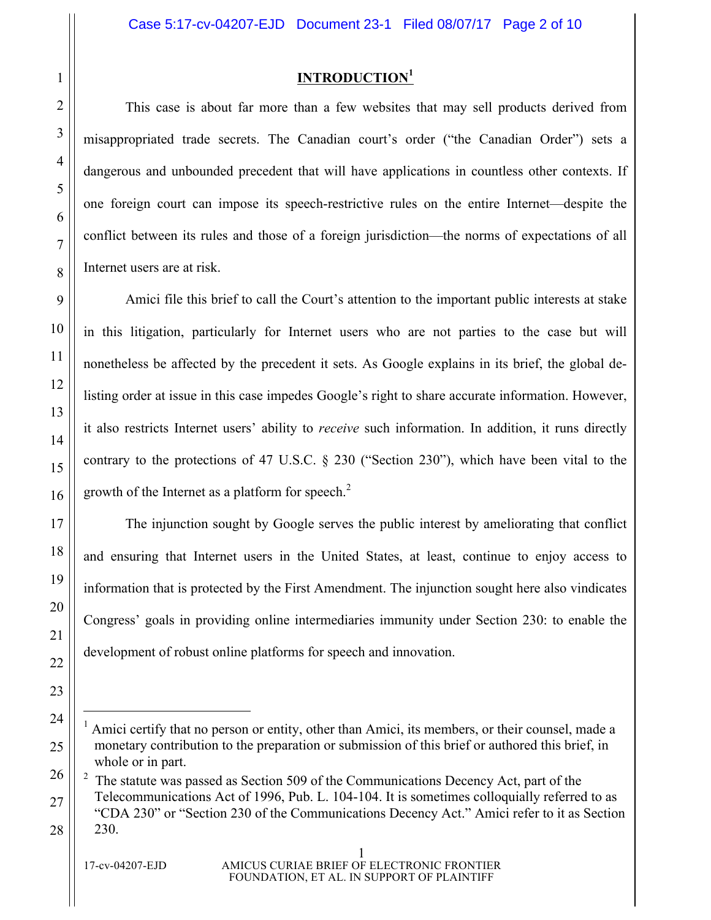## INTRODUCTION[1]

This case is about far more than a few websites that may sell products derived from misappropriated trade secrets. The Canadian court's order ("the Canadian Order") sets a dangerous and unbounded precedent that will have applications in countless other contexts. If one foreign court can impose its speech-restrictive rules on the entire Internet—despite the conflict between its rules and those of a foreign jurisdiction—the norms of expectations of all Internet users are at risk.

Amici file this brief to call the Court's attention to the important public interests at stake in this litigation, particularly for Internet users who are not parties to the case but will nonetheless be affected by the precedent it sets. As Google explains in its brief, the global de-listing order at issue in this case impedes Google's right to share accurate information. However, it also restricts Internet users' ability to *receive* such information. In addition, it runs directly contrary to the protections of 47 U.S.C. § 230 ("Section 230"), which have been vital to the growth of the Internet as a platform for speech.[2]

The injunction sought by Google serves the public interest by ameliorating that conflict and ensuring that Internet users in the United States, at least, continue to enjoy access to information that is protected by the First Amendment. The injunction sought here also vindicates Congress' goals in providing online intermediaries immunity under Section 230: to enable the development of robust online platforms for speech and innovation.

---

[1] Amici certify that no person or entity, other than Amici, its members, or their counsel, made a monetary contribution to the preparation or submission of this brief or authored this brief, in whole or in part.

[2] The statute was passed as Section 509 of the Communications Decency Act, part of the Telecommunications Act of 1996, Pub. L. 104-104. It is sometimes colloquially referred to as "CDA 230" or "Section 230 of the Communications Decency Act." Amici refer to it as Section 230.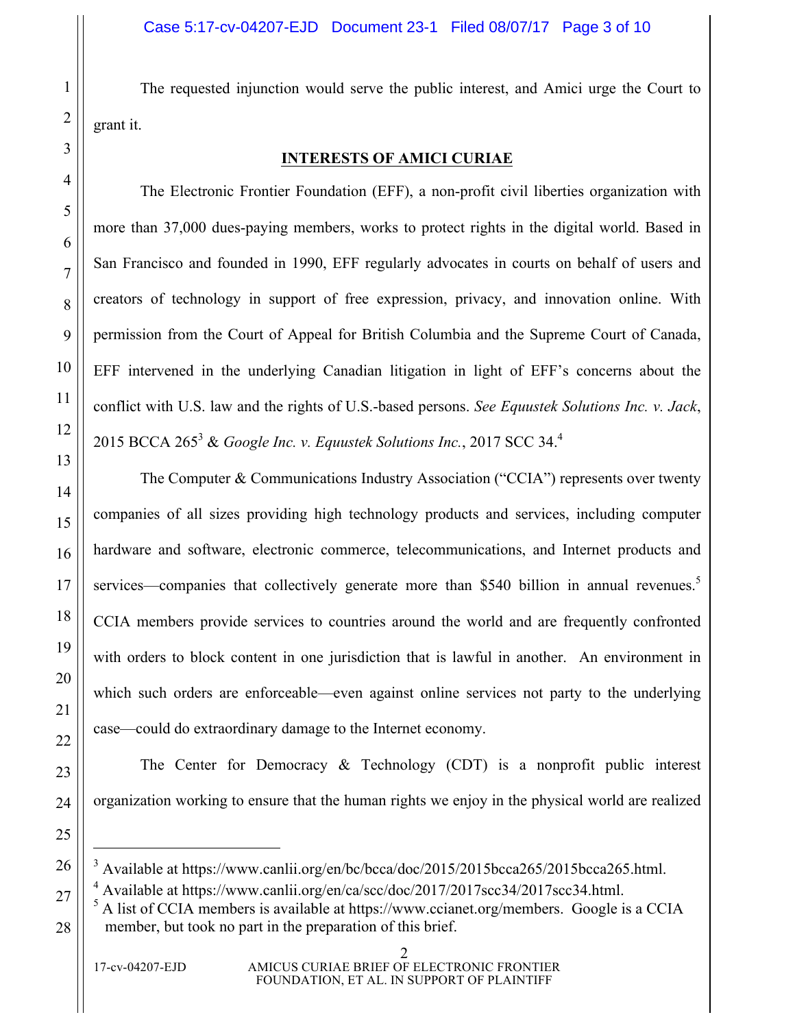The requested injunction would serve the public interest, and Amici urge the Court to grant it.

## INTERESTS OF AMICI CURIAE

The Electronic Frontier Foundation (EFF), a non-profit civil liberties organization with more than 37,000 dues-paying members, works to protect rights in the digital world. Based in San Francisco and founded in 1990, EFF regularly advocates in courts on behalf of users and creators of technology in support of free expression, privacy, and innovation online. With permission from the Court of Appeal for British Columbia and the Supreme Court of Canada, EFF intervened in the underlying Canadian litigation in light of EFF's concerns about the conflict with U.S. law and the rights of U.S.-based persons. *See Equustek Solutions Inc. v. Jack*, 2015 BCCA 265[3] & *Google Inc. v. Equustek Solutions Inc.*, 2017 SCC 34.[4]

The Computer & Communications Industry Association ("CCIA") represents over twenty companies of all sizes providing high technology products and services, including computer hardware and software, electronic commerce, telecommunications, and Internet products and services—companies that collectively generate more than $540 billion in annual revenues.[5] CCIA members provide services to countries around the world and are frequently confronted with orders to block content in one jurisdiction that is lawful in another. An environment in which such orders are enforceable—even against online services not party to the underlying case—could do extraordinary damage to the Internet economy.

The Center for Democracy & Technology (CDT) is a nonprofit public interest organization working to ensure that the human rights we enjoy in the physical world are realized

---

[3] Available at https://www.canlii.org/en/bc/bcca/doc/2015/2015bcca265/2015bcca265.html.

[4] Available at https://www.canlii.org/en/ca/scc/doc/2017/2017scc34/2017scc34.html.

[5] A list of CCIA members is available at https://www.ccianet.org/members. Google is a CCIA member, but took no part in the preparation of this brief.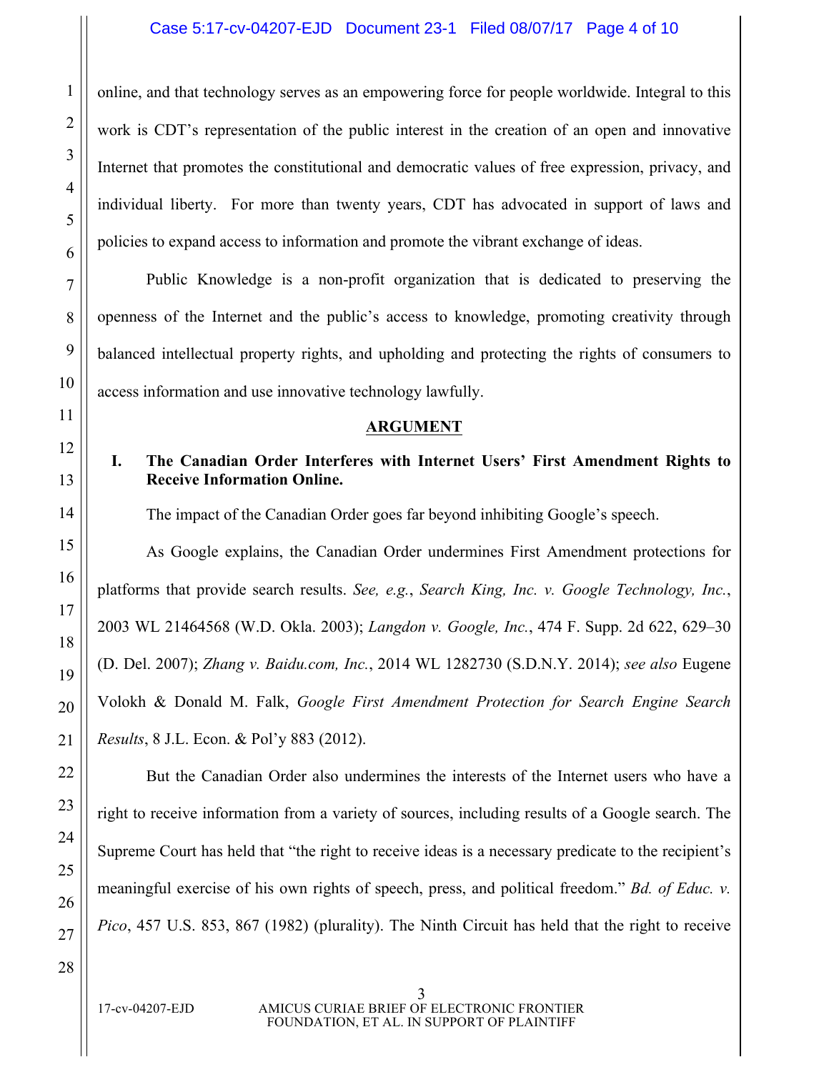online, and that technology serves as an empowering force for people worldwide. Integral to this work is CDT's representation of the public interest in the creation of an open and innovative Internet that promotes the constitutional and democratic values of free expression, privacy, and individual liberty. For more than twenty years, CDT has advocated in support of laws and policies to expand access to information and promote the vibrant exchange of ideas.

Public Knowledge is a non-profit organization that is dedicated to preserving the openness of the Internet and the public's access to knowledge, promoting creativity through balanced intellectual property rights, and upholding and protecting the rights of consumers to access information and use innovative technology lawfully.

## ARGUMENT

### I. The Canadian Order Interferes with Internet Users' First Amendment Rights to Receive Information Online.

The impact of the Canadian Order goes far beyond inhibiting Google's speech.

As Google explains, the Canadian Order undermines First Amendment protections for platforms that provide search results. *See, e.g.*, *Search King, Inc. v. Google Technology, Inc.*, 2003 WL 21464568 (W.D. Okla. 2003); *Langdon v. Google, Inc.*, 474 F. Supp. 2d 622, 629–30 (D. Del. 2007); *Zhang v. Baidu.com, Inc.*, 2014 WL 1282730 (S.D.N.Y. 2014); *see also* Eugene Volokh & Donald M. Falk, *Google First Amendment Protection for Search Engine Search Results*, 8 J.L. Econ. & Pol'y 883 (2012).

But the Canadian Order also undermines the interests of the Internet users who have a right to receive information from a variety of sources, including results of a Google search. The Supreme Court has held that "the right to receive ideas is a necessary predicate to the recipient's meaningful exercise of his own rights of speech, press, and political freedom." *Bd. of Educ. v. Pico*, 457 U.S. 853, 867 (1982) (plurality). The Ninth Circuit has held that the right to receive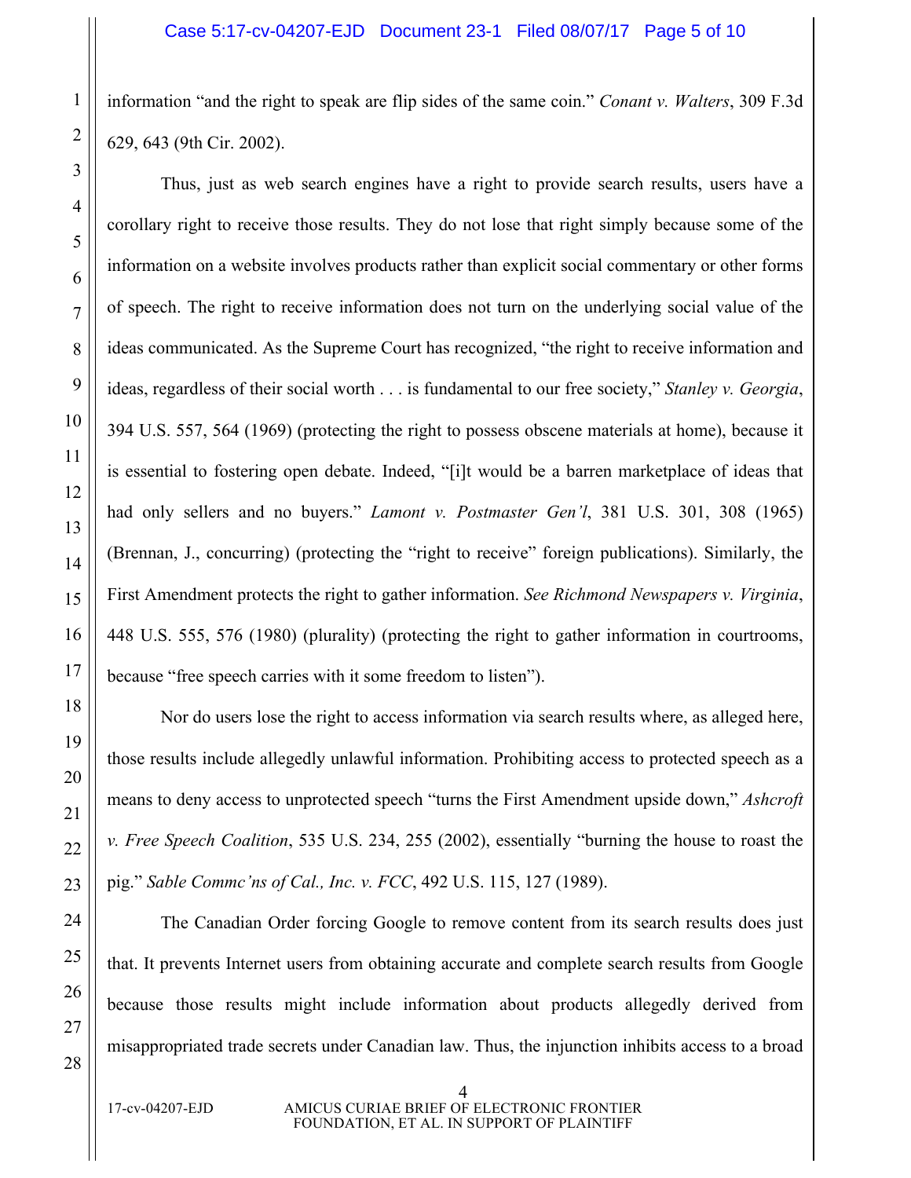information "and the right to speak are flip sides of the same coin." *Conant v. Walters*, 309 F.3d 629, 643 (9th Cir. 2002).

Thus, just as web search engines have a right to provide search results, users have a corollary right to receive those results. They do not lose that right simply because some of the information on a website involves products rather than explicit social commentary or other forms of speech. The right to receive information does not turn on the underlying social value of the ideas communicated. As the Supreme Court has recognized, "the right to receive information and ideas, regardless of their social worth . . . is fundamental to our free society," *Stanley v. Georgia*, 394 U.S. 557, 564 (1969) (protecting the right to possess obscene materials at home), because it is essential to fostering open debate. Indeed, "[i]t would be a barren marketplace of ideas that had only sellers and no buyers." *Lamont v. Postmaster Gen'l*, 381 U.S. 301, 308 (1965) (Brennan, J., concurring) (protecting the "right to receive" foreign publications). Similarly, the First Amendment protects the right to gather information. *See Richmond Newspapers v. Virginia*, 448 U.S. 555, 576 (1980) (plurality) (protecting the right to gather information in courtrooms, because "free speech carries with it some freedom to listen").

Nor do users lose the right to access information via search results where, as alleged here, those results include allegedly unlawful information. Prohibiting access to protected speech as a means to deny access to unprotected speech "turns the First Amendment upside down," *Ashcroft v. Free Speech Coalition*, 535 U.S. 234, 255 (2002), essentially "burning the house to roast the pig." *Sable Commc'ns of Cal., Inc. v. FCC*, 492 U.S. 115, 127 (1989).

The Canadian Order forcing Google to remove content from its search results does just that. It prevents Internet users from obtaining accurate and complete search results from Google because those results might include information about products allegedly derived from misappropriated trade secrets under Canadian law. Thus, the injunction inhibits access to a broad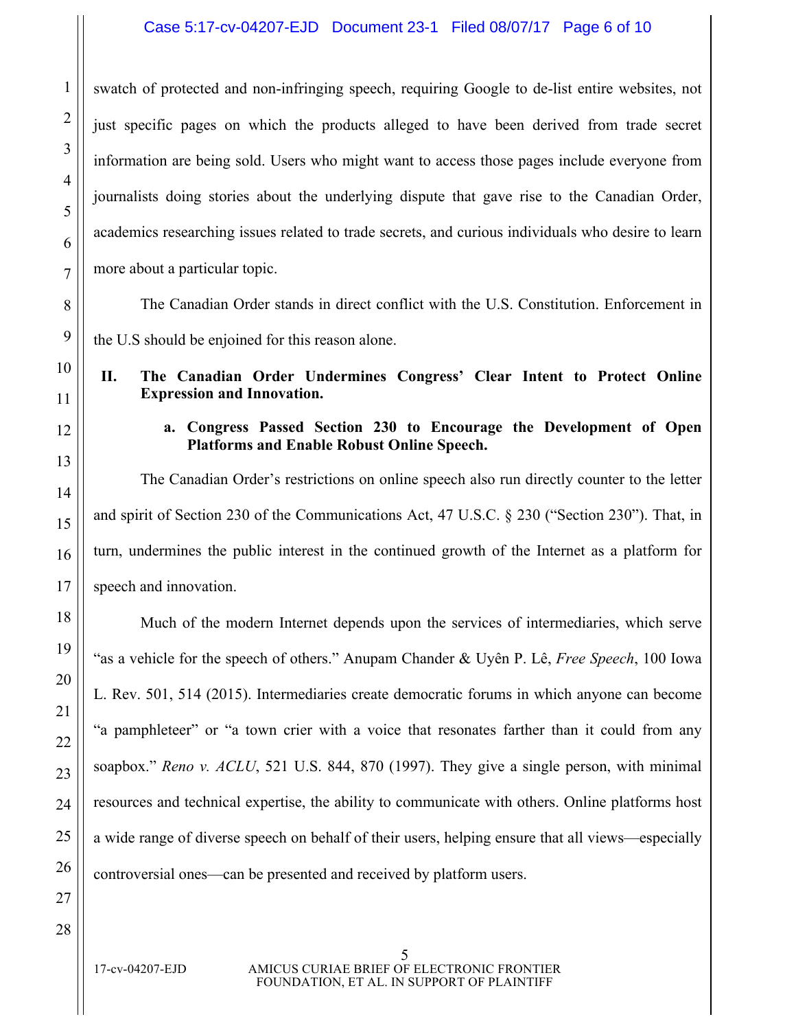swatch of protected and non-infringing speech, requiring Google to de-list entire websites, not just specific pages on which the products alleged to have been derived from trade secret information are being sold. Users who might want to access those pages include everyone from journalists doing stories about the underlying dispute that gave rise to the Canadian Order, academics researching issues related to trade secrets, and curious individuals who desire to learn more about a particular topic.

The Canadian Order stands in direct conflict with the U.S. Constitution. Enforcement in the U.S should be enjoined for this reason alone.

## II. The Canadian Order Undermines Congress' Clear Intent to Protect Online Expression and Innovation.

### a. Congress Passed Section 230 to Encourage the Development of Open Platforms and Enable Robust Online Speech.

The Canadian Order's restrictions on online speech also run directly counter to the letter and spirit of Section 230 of the Communications Act, 47 U.S.C. § 230 ("Section 230"). That, in turn, undermines the public interest in the continued growth of the Internet as a platform for speech and innovation.

Much of the modern Internet depends upon the services of intermediaries, which serve "as a vehicle for the speech of others." Anupam Chander & Uyên P. Lê, *Free Speech*, 100 Iowa L. Rev. 501, 514 (2015). Intermediaries create democratic forums in which anyone can become "a pamphleteer" or "a town crier with a voice that resonates farther than it could from any soapbox." *Reno v. ACLU*, 521 U.S. 844, 870 (1997). They give a single person, with minimal resources and technical expertise, the ability to communicate with others. Online platforms host a wide range of diverse speech on behalf of their users, helping ensure that all views—especially controversial ones—can be presented and received by platform users.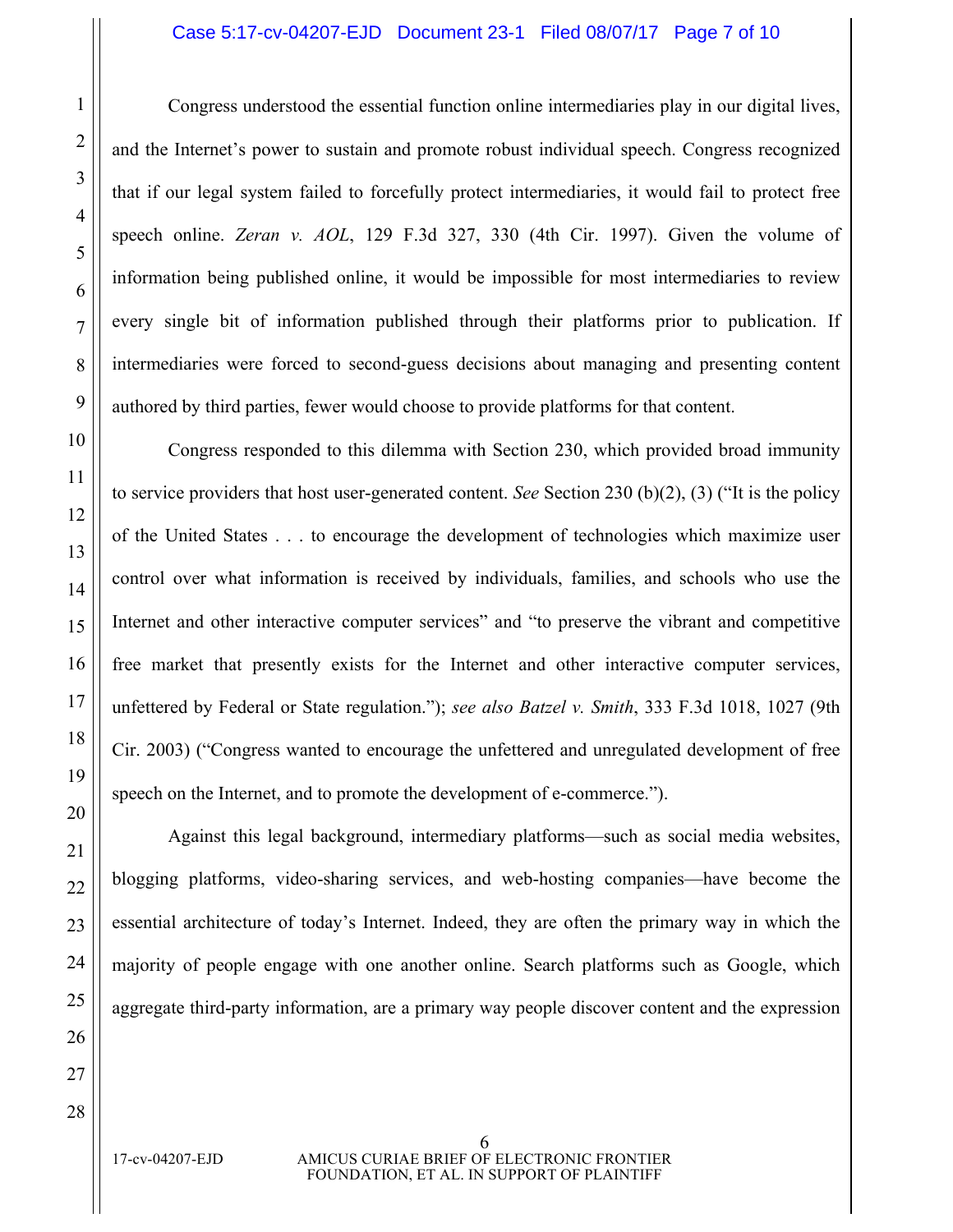Congress understood the essential function online intermediaries play in our digital lives, and the Internet's power to sustain and promote robust individual speech. Congress recognized that if our legal system failed to forcefully protect intermediaries, it would fail to protect free speech online. *Zeran v. AOL*, 129 F.3d 327, 330 (4th Cir. 1997). Given the volume of information being published online, it would be impossible for most intermediaries to review every single bit of information published through their platforms prior to publication. If intermediaries were forced to second-guess decisions about managing and presenting content authored by third parties, fewer would choose to provide platforms for that content.

Congress responded to this dilemma with Section 230, which provided broad immunity to service providers that host user-generated content. *See* Section 230 (b)(2), (3) ("It is the policy of the United States . . . to encourage the development of technologies which maximize user control over what information is received by individuals, families, and schools who use the Internet and other interactive computer services" and "to preserve the vibrant and competitive free market that presently exists for the Internet and other interactive computer services, unfettered by Federal or State regulation."); *see also Batzel v. Smith*, 333 F.3d 1018, 1027 (9th Cir. 2003) ("Congress wanted to encourage the unfettered and unregulated development of free speech on the Internet, and to promote the development of e-commerce.").

Against this legal background, intermediary platforms—such as social media websites, blogging platforms, video-sharing services, and web-hosting companies—have become the essential architecture of today's Internet. Indeed, they are often the primary way in which the majority of people engage with one another online. Search platforms such as Google, which aggregate third-party information, are a primary way people discover content and the expression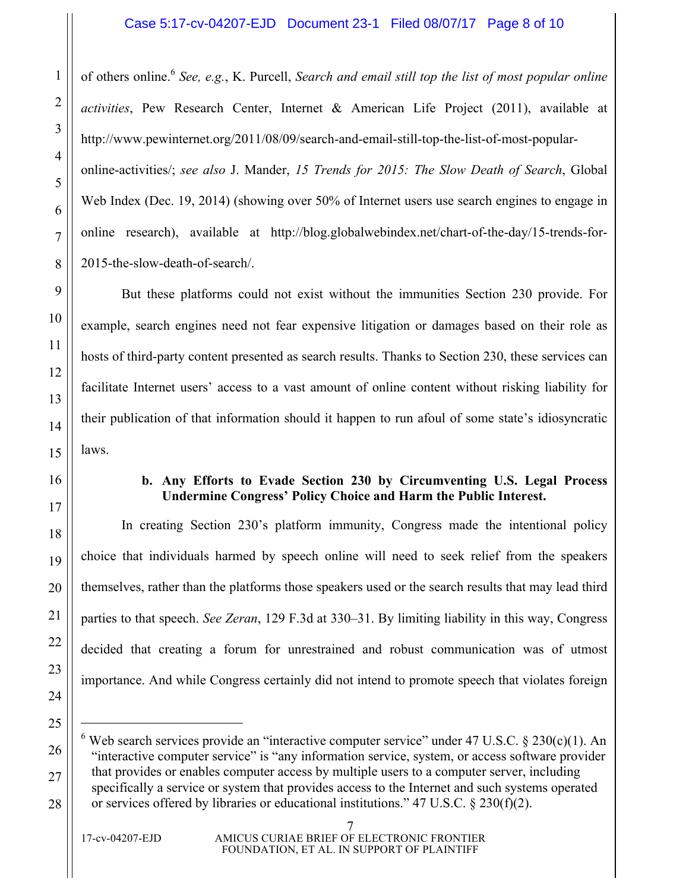of others online.[6] *See, e.g.*, K. Purcell, *Search and email still top the list of most popular online activities*, Pew Research Center, Internet & American Life Project (2011), available at http://www.pewinternet.org/2011/08/09/search-and-email-still-top-the-list-of-most-popular-online-activities/; *see also* J. Mander, *15 Trends for 2015: The Slow Death of Search*, Global Web Index (Dec. 19, 2014) (showing over 50% of Internet users use search engines to engage in online research), available at http://blog.globalwebindex.net/chart-of-the-day/15-trends-for-2015-the-slow-death-of-search/.

But these platforms could not exist without the immunities Section 230 provide. For example, search engines need not fear expensive litigation or damages based on their role as hosts of third-party content presented as search results. Thanks to Section 230, these services can facilitate Internet users' access to a vast amount of online content without risking liability for their publication of that information should it happen to run afoul of some state's idiosyncratic laws.

**b. Any Efforts to Evade Section 230 by Circumventing U.S. Legal Process Undermine Congress' Policy Choice and Harm the Public Interest.**

In creating Section 230's platform immunity, Congress made the intentional policy choice that individuals harmed by speech online will need to seek relief from the speakers themselves, rather than the platforms those speakers used or the search results that may lead third parties to that speech. *See Zeran*, 129 F.3d at 330–31. By limiting liability in this way, Congress decided that creating a forum for unrestrained and robust communication was of utmost importance. And while Congress certainly did not intend to promote speech that violates foreign

---

[6] Web search services provide an "interactive computer service" under 47 U.S.C. § 230(c)(1). An "interactive computer service" is "any information service, system, or access software provider that provides or enables computer access by multiple users to a computer server, including specifically a service or system that provides access to the Internet and such systems operated or services offered by libraries or educational institutions." 47 U.S.C. § 230(f)(2).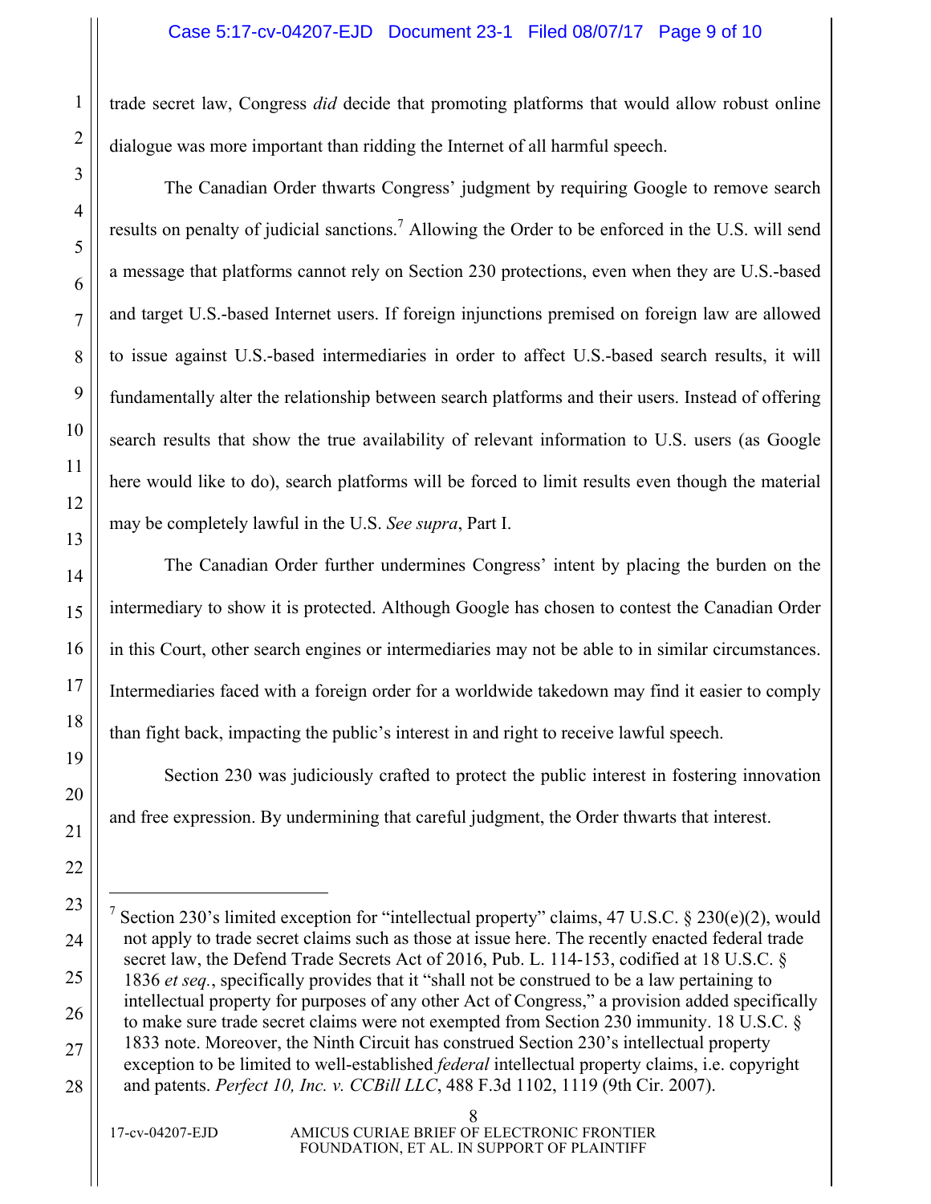trade secret law, Congress *did* decide that promoting platforms that would allow robust online dialogue was more important than ridding the Internet of all harmful speech.

The Canadian Order thwarts Congress' judgment by requiring Google to remove search results on penalty of judicial sanctions.[7] Allowing the Order to be enforced in the U.S. will send a message that platforms cannot rely on Section 230 protections, even when they are U.S.-based and target U.S.-based Internet users. If foreign injunctions premised on foreign law are allowed to issue against U.S.-based intermediaries in order to affect U.S.-based search results, it will fundamentally alter the relationship between search platforms and their users. Instead of offering search results that show the true availability of relevant information to U.S. users (as Google here would like to do), search platforms will be forced to limit results even though the material may be completely lawful in the U.S. *See supra*, Part I.

The Canadian Order further undermines Congress' intent by placing the burden on the intermediary to show it is protected. Although Google has chosen to contest the Canadian Order in this Court, other search engines or intermediaries may not be able to in similar circumstances. Intermediaries faced with a foreign order for a worldwide takedown may find it easier to comply than fight back, impacting the public's interest in and right to receive lawful speech.

Section 230 was judiciously crafted to protect the public interest in fostering innovation and free expression. By undermining that careful judgment, the Order thwarts that interest.

---

[7] Section 230's limited exception for "intellectual property" claims, 47 U.S.C. § 230(e)(2), would not apply to trade secret claims such as those at issue here. The recently enacted federal trade secret law, the Defend Trade Secrets Act of 2016, Pub. L. 114-153, codified at 18 U.S.C. § 1836 *et seq.*, specifically provides that it "shall not be construed to be a law pertaining to intellectual property for purposes of any other Act of Congress," a provision added specifically to make sure trade secret claims were not exempted from Section 230 immunity. 18 U.S.C. § 1833 note. Moreover, the Ninth Circuit has construed Section 230's intellectual property exception to be limited to well-established *federal* intellectual property claims, i.e. copyright and patents. *Perfect 10, Inc. v. CCBill LLC*, 488 F.3d 1102, 1119 (9th Cir. 2007).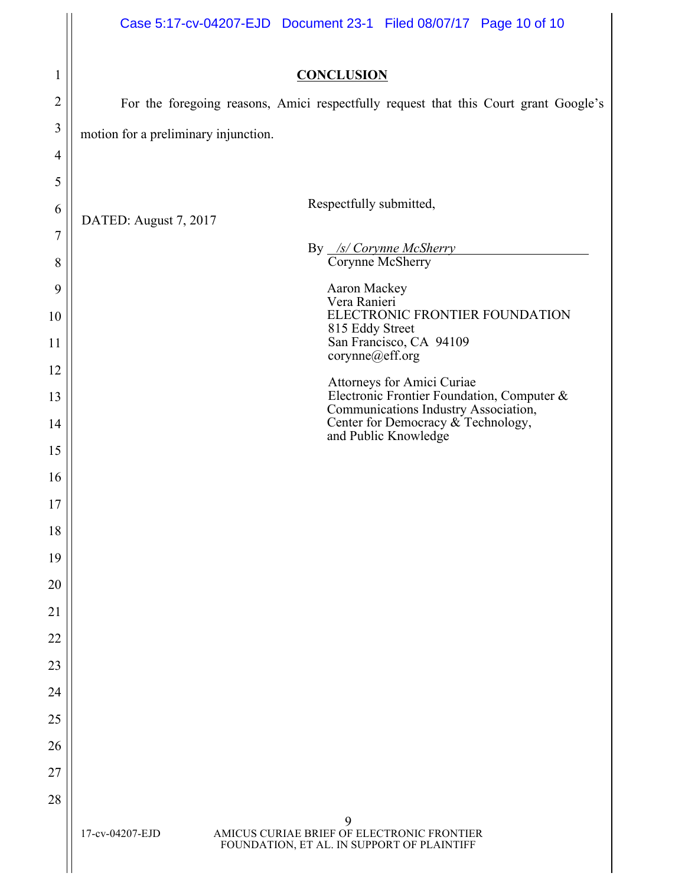## CONCLUSION

For the foregoing reasons, Amici respectfully request that this Court grant Google's motion for a preliminary injunction.

DATED: August 7, 2017

Respectfully submitted,

By */s/ Corynne McSherry*
Corynne McSherry

Aaron Mackey
Vera Ranieri
ELECTRONIC FRONTIER FOUNDATION
815 Eddy Street
San Francisco, CA 94109
corynne@eff.org

Attorneys for Amici Curiae
Electronic Frontier Foundation, Computer & Communications Industry Association, Center for Democracy & Technology, and Public Knowledge